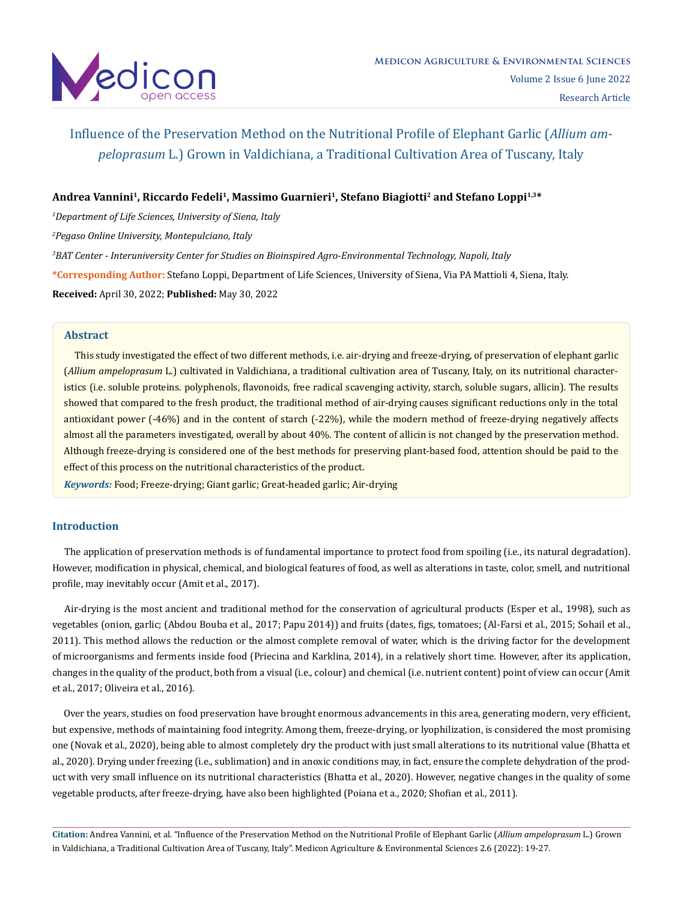# Influence of the Preservation Method on the Nutritional Profile of Elephant Garlic (*Allium ampeloprasum* L.) Grown in Valdichiana, a Traditional Cultivation Area of Tuscany, Italy

**Andrea Vannini[1], Riccardo Fedeli[1], Massimo Guarnieri[1], Stefano Biagiotti[2] and Stefano Loppi[1,3]***

[1]*Department of Life Sciences, University of Siena, Italy*

[2]*Pegaso Online University, Montepulciano, Italy*

[3]*BAT Center - Interuniversity Center for Studies on Bioinspired Agro-Environmental Technology, Napoli, Italy*

***Corresponding Author:** Stefano Loppi, Department of Life Sciences, University of Siena, Via PA Mattioli 4, Siena, Italy.

**Received:** April 30, 2022; **Published:** May 30, 2022

## Abstract

This study investigated the effect of two different methods, i.e. air-drying and freeze-drying, of preservation of elephant garlic (*Allium ampeloprasum* L.) cultivated in Valdichiana, a traditional cultivation area of Tuscany, Italy, on its nutritional characteristics (i.e. soluble proteins. polyphenols, flavonoids, free radical scavenging activity, starch, soluble sugars, allicin). The results showed that compared to the fresh product, the traditional method of air-drying causes significant reductions only in the total antioxidant power (-46%) and in the content of starch (-22%), while the modern method of freeze-drying negatively affects almost all the parameters investigated, overall by about 40%. The content of allicin is not changed by the preservation method. Although freeze-drying is considered one of the best methods for preserving plant-based food, attention should be paid to the effect of this process on the nutritional characteristics of the product.

***Keywords:*** Food; Freeze-drying; Giant garlic; Great-headed garlic; Air-drying

## Introduction

The application of preservation methods is of fundamental importance to protect food from spoiling (i.e., its natural degradation). However, modification in physical, chemical, and biological features of food, as well as alterations in taste, color, smell, and nutritional profile, may inevitably occur (Amit et al., 2017).

Air-drying is the most ancient and traditional method for the conservation of agricultural products (Esper et al., 1998), such as vegetables (onion, garlic; (Abdou Bouba et al., 2017; Papu 2014)) and fruits (dates, figs, tomatoes; (Al-Farsi et al., 2015; Sohail et al., 2011). This method allows the reduction or the almost complete removal of water, which is the driving factor for the development of microorganisms and ferments inside food (Priecina and Karklina, 2014), in a relatively short time. However, after its application, changes in the quality of the product, both from a visual (i.e., colour) and chemical (i.e. nutrient content) point of view can occur (Amit et al., 2017; Oliveira et al., 2016).

Over the years, studies on food preservation have brought enormous advancements in this area, generating modern, very efficient, but expensive, methods of maintaining food integrity. Among them, freeze-drying, or lyophilization, is considered the most promising one (Novak et al., 2020), being able to almost completely dry the product with just small alterations to its nutritional value (Bhatta et al., 2020). Drying under freezing (i.e., sublimation) and in anoxic conditions may, in fact, ensure the complete dehydration of the product with very small influence on its nutritional characteristics (Bhatta et al., 2020). However, negative changes in the quality of some vegetable products, after freeze-drying, have also been highlighted (Poiana et a., 2020; Shofian et al., 2011).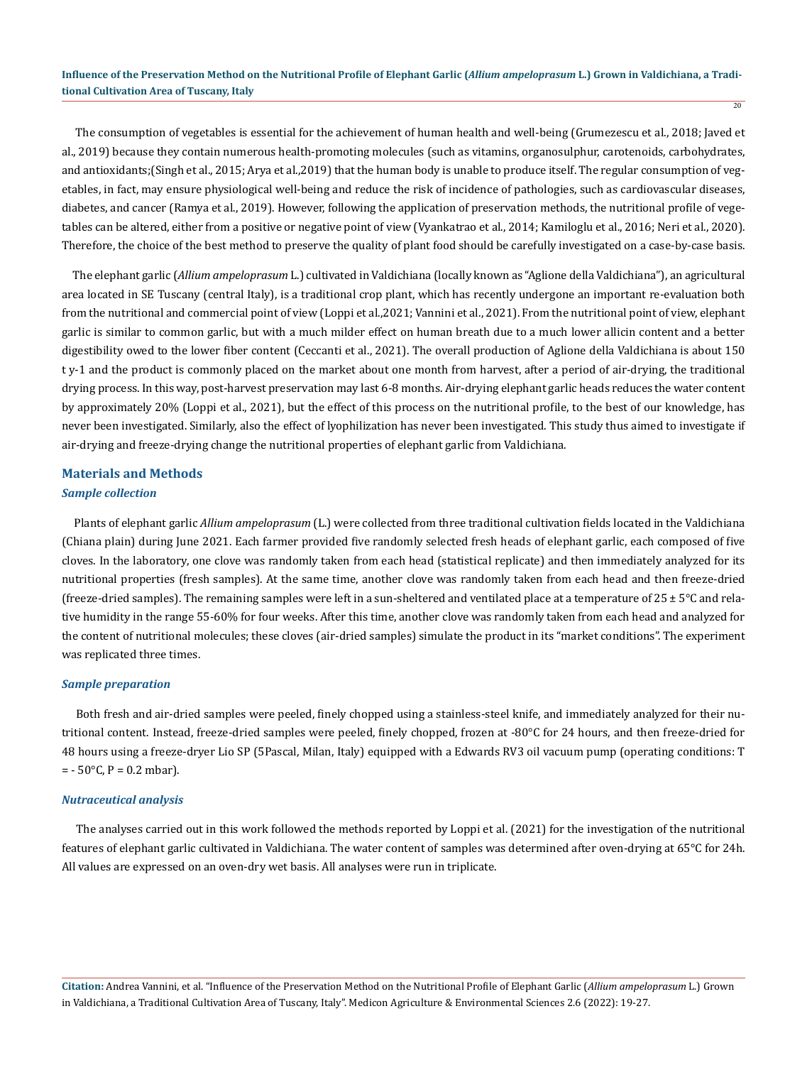The consumption of vegetables is essential for the achievement of human health and well-being (Grumezescu et al., 2018; Javed et al., 2019) because they contain numerous health-promoting molecules (such as vitamins, organosulphur, carotenoids, carbohydrates, and antioxidants;(Singh et al., 2015; Arya et al.,2019) that the human body is unable to produce itself. The regular consumption of vegetables, in fact, may ensure physiological well-being and reduce the risk of incidence of pathologies, such as cardiovascular diseases, diabetes, and cancer (Ramya et al., 2019). However, following the application of preservation methods, the nutritional profile of vegetables can be altered, either from a positive or negative point of view (Vyankatrao et al., 2014; Kamiloglu et al., 2016; Neri et al., 2020). Therefore, the choice of the best method to preserve the quality of plant food should be carefully investigated on a case-by-case basis.

The elephant garlic (*Allium ampeloprasum* L.) cultivated in Valdichiana (locally known as "Aglione della Valdichiana"), an agricultural area located in SE Tuscany (central Italy), is a traditional crop plant, which has recently undergone an important re-evaluation both from the nutritional and commercial point of view (Loppi et al.,2021; Vannini et al., 2021). From the nutritional point of view, elephant garlic is similar to common garlic, but with a much milder effect on human breath due to a much lower allicin content and a better digestibility owed to the lower fiber content (Ceccanti et al., 2021). The overall production of Aglione della Valdichiana is about 150 t $y^{-1}$ and the product is commonly placed on the market about one month from harvest, after a period of air-drying, the traditional drying process. In this way, post-harvest preservation may last 6-8 months. Air-drying elephant garlic heads reduces the water content by approximately 20% (Loppi et al., 2021), but the effect of this process on the nutritional profile, to the best of our knowledge, has never been investigated. Similarly, also the effect of lyophilization has never been investigated. This study thus aimed to investigate if air-drying and freeze-drying change the nutritional properties of elephant garlic from Valdichiana.

## Materials and Methods

### *Sample collection*

Plants of elephant garlic *Allium ampeloprasum* (L.) were collected from three traditional cultivation fields located in the Valdichiana (Chiana plain) during June 2021. Each farmer provided five randomly selected fresh heads of elephant garlic, each composed of five cloves. In the laboratory, one clove was randomly taken from each head (statistical replicate) and then immediately analyzed for its nutritional properties (fresh samples). At the same time, another clove was randomly taken from each head and then freeze-dried (freeze-dried samples). The remaining samples were left in a sun-sheltered and ventilated place at a temperature of 25 ± 5°C and relative humidity in the range 55-60% for four weeks. After this time, another clove was randomly taken from each head and analyzed for the content of nutritional molecules; these cloves (air-dried samples) simulate the product in its "market conditions". The experiment was replicated three times.

### *Sample preparation*

Both fresh and air-dried samples were peeled, finely chopped using a stainless-steel knife, and immediately analyzed for their nutritional content. Instead, freeze-dried samples were peeled, finely chopped, frozen at -80°C for 24 hours, and then freeze-dried for 48 hours using a freeze-dryer Lio SP (5Pascal, Milan, Italy) equipped with a Edwards RV3 oil vacuum pump (operating conditions: T = - 50°C, P = 0.2 mbar).

### *Nutraceutical analysis*

The analyses carried out in this work followed the methods reported by Loppi et al. (2021) for the investigation of the nutritional features of elephant garlic cultivated in Valdichiana. The water content of samples was determined after oven-drying at 65°C for 24h. All values are expressed on an oven-dry wet basis. All analyses were run in triplicate.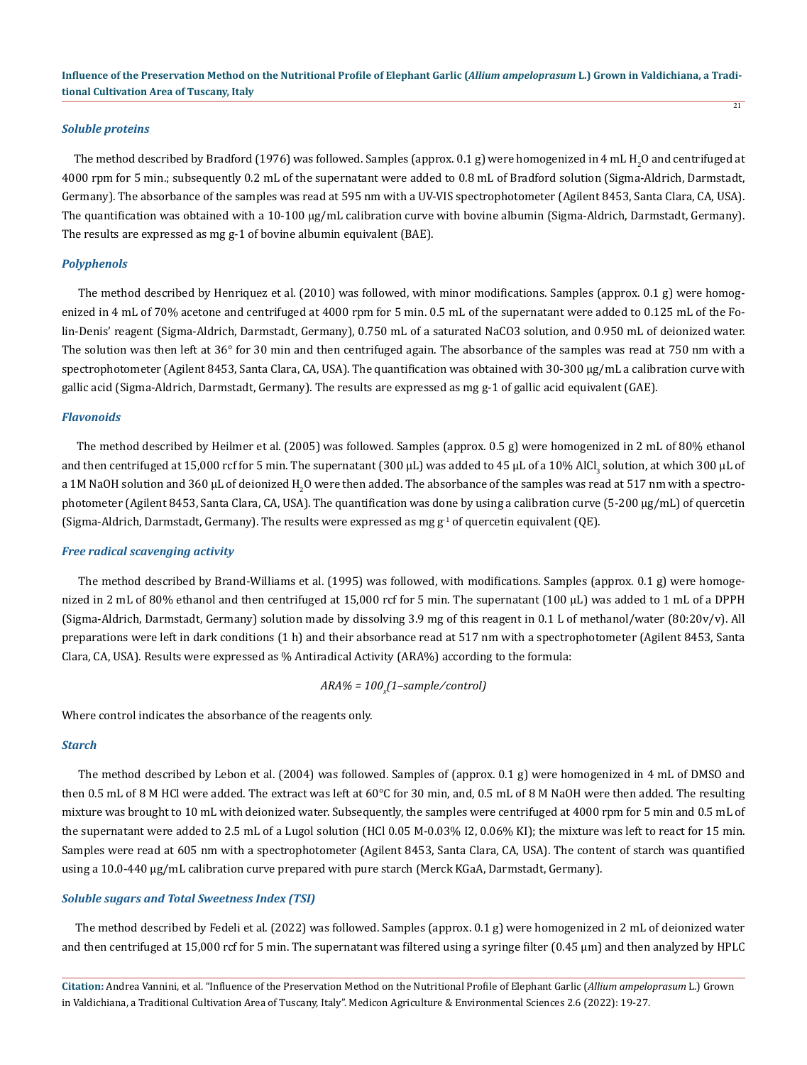### Soluble proteins

The method described by Bradford (1976) was followed. Samples (approx. 0.1 g) were homogenized in 4 mL $H_2O$ and centrifuged at 4000 rpm for 5 min.; subsequently 0.2 mL of the supernatant were added to 0.8 mL of Bradford solution (Sigma-Aldrich, Darmstadt, Germany). The absorbance of the samples was read at 595 nm with a UV-VIS spectrophotometer (Agilent 8453, Santa Clara, CA, USA). The quantification was obtained with a 10-100 µg/mL calibration curve with bovine albumin (Sigma-Aldrich, Darmstadt, Germany). The results are expressed as mg g-1 of bovine albumin equivalent (BAE).

### Polyphenols

The method described by Henriquez et al. (2010) was followed, with minor modifications. Samples (approx. 0.1 g) were homogenized in 4 mL of 70% acetone and centrifuged at 4000 rpm for 5 min. 0.5 mL of the supernatant were added to 0.125 mL of the Folin-Denis' reagent (Sigma-Aldrich, Darmstadt, Germany), 0.750 mL of a saturated NaCO3 solution, and 0.950 mL of deionized water. The solution was then left at 36° for 30 min and then centrifuged again. The absorbance of the samples was read at 750 nm with a spectrophotometer (Agilent 8453, Santa Clara, CA, USA). The quantification was obtained with 30-300 µg/mL a calibration curve with gallic acid (Sigma-Aldrich, Darmstadt, Germany). The results are expressed as mg g-1 of gallic acid equivalent (GAE).

### Flavonoids

The method described by Heilmer et al. (2005) was followed. Samples (approx. 0.5 g) were homogenized in 2 mL of 80% ethanol and then centrifuged at 15,000 rcf for 5 min. The supernatant (300 µL) was added to 45 µL of a 10% $AlCl_3$ solution, at which 300 µL of a 1M NaOH solution and 360 µL of deionized $H_2O$ were then added. The absorbance of the samples was read at 517 nm with a spectrophotometer (Agilent 8453, Santa Clara, CA, USA). The quantification was done by using a calibration curve (5-200 µg/mL) of quercetin (Sigma-Aldrich, Darmstadt, Germany). The results were expressed as mg $g^{-1}$ of quercetin equivalent (QE).

### Free radical scavenging activity

The method described by Brand-Williams et al. (1995) was followed, with modifications. Samples (approx. 0.1 g) were homogenized in 2 mL of 80% ethanol and then centrifuged at 15,000 rcf for 5 min. The supernatant (100 µL) was added to 1 mL of a DPPH (Sigma-Aldrich, Darmstadt, Germany) solution made by dissolving 3.9 mg of this reagent in 0.1 L of methanol/water (80:20v/v). All preparations were left in dark conditions (1 h) and their absorbance read at 517 nm with a spectrophotometer (Agilent 8453, Santa Clara, CA, USA). Results were expressed as % Antiradical Activity (ARA%) according to the formula:

$$ARA\% = 100_x(1–sample/control)$$

Where control indicates the absorbance of the reagents only.

### Starch

The method described by Lebon et al. (2004) was followed. Samples of (approx. 0.1 g) were homogenized in 4 mL of DMSO and then 0.5 mL of 8 M HCl were added. The extract was left at 60°C for 30 min, and, 0.5 mL of 8 M NaOH were then added. The resulting mixture was brought to 10 mL with deionized water. Subsequently, the samples were centrifuged at 4000 rpm for 5 min and 0.5 mL of the supernatant were added to 2.5 mL of a Lugol solution (HCl 0.05 M-0.03% I2, 0.06% KI); the mixture was left to react for 15 min. Samples were read at 605 nm with a spectrophotometer (Agilent 8453, Santa Clara, CA, USA). The content of starch was quantified using a 10.0-440 µg/mL calibration curve prepared with pure starch (Merck KGaA, Darmstadt, Germany).

### Soluble sugars and Total Sweetness Index (TSI)

The method described by Fedeli et al. (2022) was followed. Samples (approx. 0.1 g) were homogenized in 2 mL of deionized water and then centrifuged at 15,000 rcf for 5 min. The supernatant was filtered using a syringe filter (0.45 µm) and then analyzed by HPLC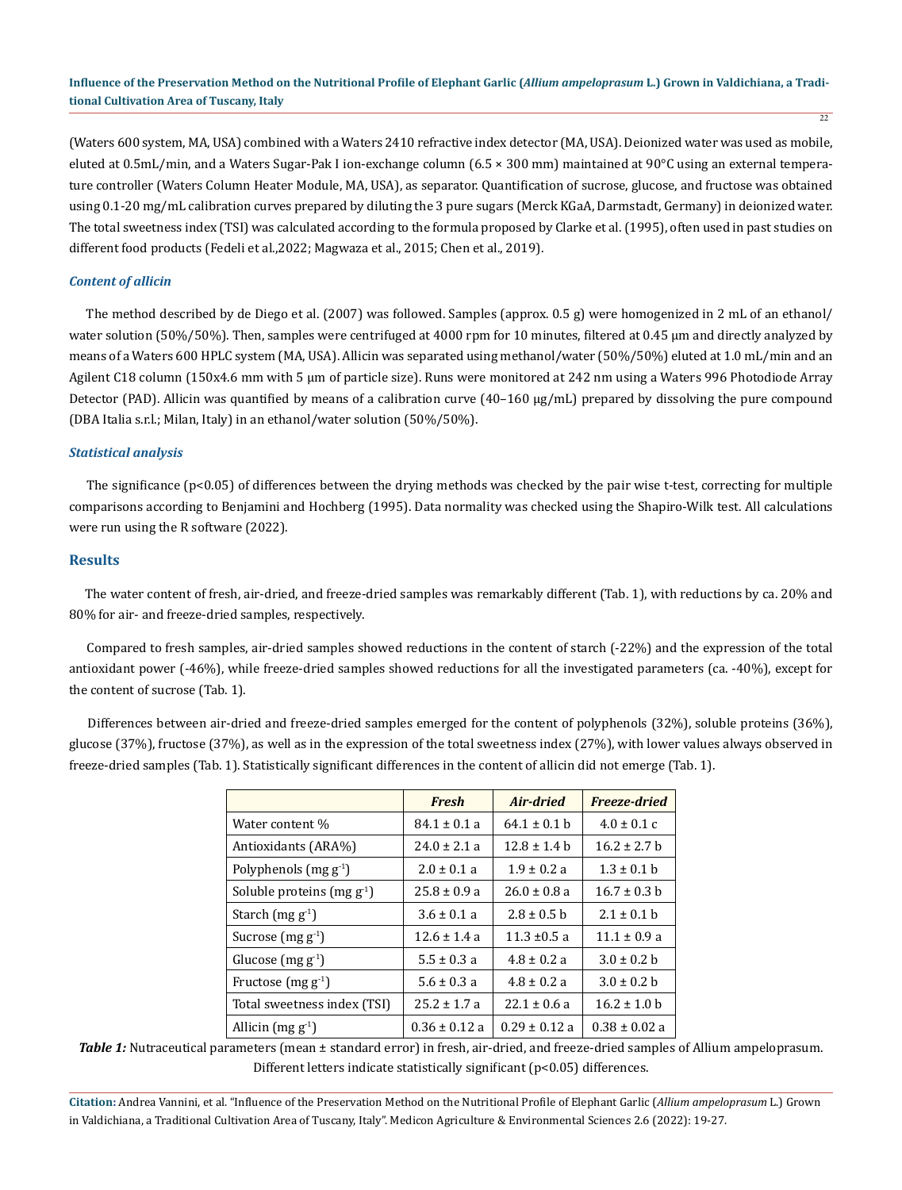(Waters 600 system, MA, USA) combined with a Waters 2410 refractive index detector (MA, USA). Deionized water was used as mobile, eluted at 0.5mL/min, and a Waters Sugar-Pak I ion-exchange column (6.5 × 300 mm) maintained at 90°C using an external temperature controller (Waters Column Heater Module, MA, USA), as separator. Quantification of sucrose, glucose, and fructose was obtained using 0.1-20 mg/mL calibration curves prepared by diluting the 3 pure sugars (Merck KGaA, Darmstadt, Germany) in deionized water. The total sweetness index (TSI) was calculated according to the formula proposed by Clarke et al. (1995), often used in past studies on different food products (Fedeli et al.,2022; Magwaza et al., 2015; Chen et al., 2019).

### *Content of allicin*

The method described by de Diego et al. (2007) was followed. Samples (approx. 0.5 g) were homogenized in 2 mL of an ethanol/water solution (50%/50%). Then, samples were centrifuged at 4000 rpm for 10 minutes, filtered at 0.45 μm and directly analyzed by means of a Waters 600 HPLC system (MA, USA). Allicin was separated using methanol/water (50%/50%) eluted at 1.0 mL/min and an Agilent C18 column (150x4.6 mm with 5 μm of particle size). Runs were monitored at 242 nm using a Waters 996 Photodiode Array Detector (PAD). Allicin was quantified by means of a calibration curve (40–160 μg/mL) prepared by dissolving the pure compound (DBA Italia s.r.l.; Milan, Italy) in an ethanol/water solution (50%/50%).

### *Statistical analysis*

The significance ($p<0.05$) of differences between the drying methods was checked by the pair wise t-test, correcting for multiple comparisons according to Benjamini and Hochberg (1995). Data normality was checked using the Shapiro-Wilk test. All calculations were run using the R software (2022).

## Results

The water content of fresh, air-dried, and freeze-dried samples was remarkably different (Tab. 1), with reductions by ca. 20% and 80% for air- and freeze-dried samples, respectively.

Compared to fresh samples, air-dried samples showed reductions in the content of starch (-22%) and the expression of the total antioxidant power (-46%), while freeze-dried samples showed reductions for all the investigated parameters (ca. -40%), except for the content of sucrose (Tab. 1).

Differences between air-dried and freeze-dried samples emerged for the content of polyphenols (32%), soluble proteins (36%), glucose (37%), fructose (37%), as well as in the expression of the total sweetness index (27%), with lower values always observed in freeze-dried samples (Tab. 1). Statistically significant differences in the content of allicin did not emerge (Tab. 1).

| | ***Fresh*** | ***Air-dried*** | ***Freeze-dried*** |
|---|---|---|---|
| Water content % | 84.1 ± 0.1 a | 64.1 ± 0.1 b | 4.0 ± 0.1 c |
| Antioxidants (ARA%) | 24.0 ± 2.1 a | 12.8 ± 1.4 b | 16.2 ± 2.7 b |
| Polyphenols (mg $g^{-1}$) | 2.0 ± 0.1 a | 1.9 ± 0.2 a | 1.3 ± 0.1 b |
| Soluble proteins (mg $g^{-1}$) | 25.8 ± 0.9 a | 26.0 ± 0.8 a | 16.7 ± 0.3 b |
| Starch (mg $g^{-1}$) | 3.6 ± 0.1 a | 2.8 ± 0.5 b | 2.1 ± 0.1 b |
| Sucrose (mg $g^{-1}$) | 12.6 ± 1.4 a | 11.3 ±0.5 a | 11.1 ± 0.9 a |
| Glucose (mg $g^{-1}$) | 5.5 ± 0.3 a | 4.8 ± 0.2 a | 3.0 ± 0.2 b |
| Fructose (mg $g^{-1}$) | 5.6 ± 0.3 a | 4.8 ± 0.2 a | 3.0 ± 0.2 b |
| Total sweetness index (TSI) | 25.2 ± 1.7 a | 22.1 ± 0.6 a | 16.2 ± 1.0 b |
| Allicin (mg $g^{-1}$) | 0.36 ± 0.12 a | 0.29 ± 0.12 a | 0.38 ± 0.02 a |

***Table 1:*** Nutraceutical parameters (mean ± standard error) in fresh, air-dried, and freeze-dried samples of Allium ampeloprasum. Different letters indicate statistically significant ($p<0.05$) differences.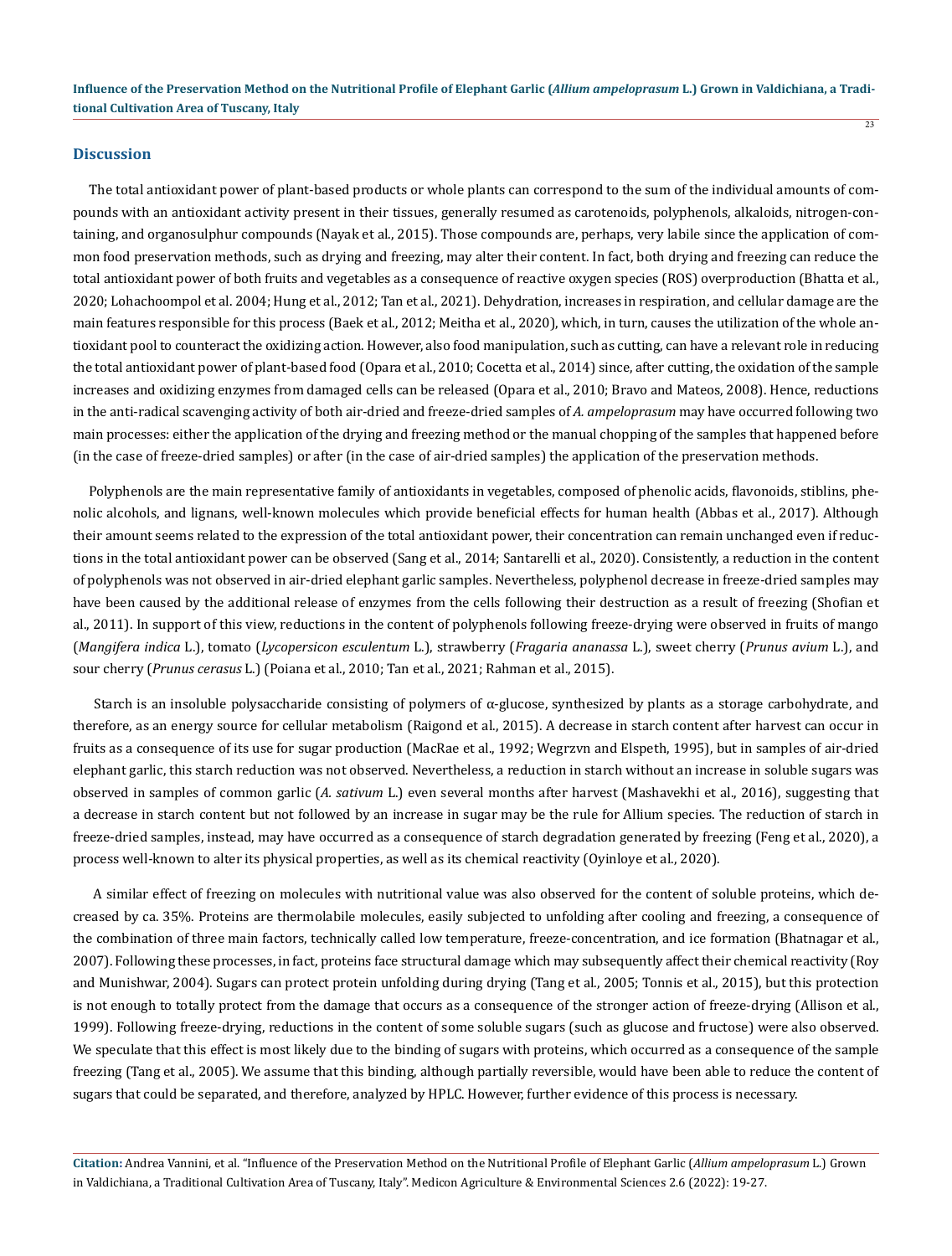## Discussion

The total antioxidant power of plant-based products or whole plants can correspond to the sum of the individual amounts of compounds with an antioxidant activity present in their tissues, generally resumed as carotenoids, polyphenols, alkaloids, nitrogen-containing, and organosulphur compounds (Nayak et al., 2015). Those compounds are, perhaps, very labile since the application of common food preservation methods, such as drying and freezing, may alter their content. In fact, both drying and freezing can reduce the total antioxidant power of both fruits and vegetables as a consequence of reactive oxygen species (ROS) overproduction (Bhatta et al., 2020; Lohachoompol et al. 2004; Hung et al., 2012; Tan et al., 2021). Dehydration, increases in respiration, and cellular damage are the main features responsible for this process (Baek et al., 2012; Meitha et al., 2020), which, in turn, causes the utilization of the whole antioxidant pool to counteract the oxidizing action. However, also food manipulation, such as cutting, can have a relevant role in reducing the total antioxidant power of plant-based food (Opara et al., 2010; Cocetta et al., 2014) since, after cutting, the oxidation of the sample increases and oxidizing enzymes from damaged cells can be released (Opara et al., 2010; Bravo and Mateos, 2008). Hence, reductions in the anti-radical scavenging activity of both air-dried and freeze-dried samples of *A. ampeloprasum* may have occurred following two main processes: either the application of the drying and freezing method or the manual chopping of the samples that happened before (in the case of freeze-dried samples) or after (in the case of air-dried samples) the application of the preservation methods.

Polyphenols are the main representative family of antioxidants in vegetables, composed of phenolic acids, flavonoids, stiblins, phenolic alcohols, and lignans, well-known molecules which provide beneficial effects for human health (Abbas et al., 2017). Although their amount seems related to the expression of the total antioxidant power, their concentration can remain unchanged even if reductions in the total antioxidant power can be observed (Sang et al., 2014; Santarelli et al., 2020). Consistently, a reduction in the content of polyphenols was not observed in air-dried elephant garlic samples. Nevertheless, polyphenol decrease in freeze-dried samples may have been caused by the additional release of enzymes from the cells following their destruction as a result of freezing (Shofian et al., 2011). In support of this view, reductions in the content of polyphenols following freeze-drying were observed in fruits of mango (*Mangifera indica* L.), tomato (*Lycopersicon esculentum* L.), strawberry (*Fragaria ananassa* L.), sweet cherry (*Prunus avium* L.), and sour cherry (*Prunus cerasus* L.) (Poiana et al., 2010; Tan et al., 2021; Rahman et al., 2015).

Starch is an insoluble polysaccharide consisting of polymers of α-glucose, synthesized by plants as a storage carbohydrate, and therefore, as an energy source for cellular metabolism (Raigond et al., 2015). A decrease in starch content after harvest can occur in fruits as a consequence of its use for sugar production (MacRae et al., 1992; Wegrzvn and Elspeth, 1995), but in samples of air-dried elephant garlic, this starch reduction was not observed. Nevertheless, a reduction in starch without an increase in soluble sugars was observed in samples of common garlic (*A. sativum* L.) even several months after harvest (Mashavekhi et al., 2016), suggesting that a decrease in starch content but not followed by an increase in sugar may be the rule for Allium species. The reduction of starch in freeze-dried samples, instead, may have occurred as a consequence of starch degradation generated by freezing (Feng et al., 2020), a process well-known to alter its physical properties, as well as its chemical reactivity (Oyinloye et al., 2020).

A similar effect of freezing on molecules with nutritional value was also observed for the content of soluble proteins, which decreased by ca. 35%. Proteins are thermolabile molecules, easily subjected to unfolding after cooling and freezing, a consequence of the combination of three main factors, technically called low temperature, freeze-concentration, and ice formation (Bhatnagar et al., 2007). Following these processes, in fact, proteins face structural damage which may subsequently affect their chemical reactivity (Roy and Munishwar, 2004). Sugars can protect protein unfolding during drying (Tang et al., 2005; Tonnis et al., 2015), but this protection is not enough to totally protect from the damage that occurs as a consequence of the stronger action of freeze-drying (Allison et al., 1999). Following freeze-drying, reductions in the content of some soluble sugars (such as glucose and fructose) were also observed. We speculate that this effect is most likely due to the binding of sugars with proteins, which occurred as a consequence of the sample freezing (Tang et al., 2005). We assume that this binding, although partially reversible, would have been able to reduce the content of sugars that could be separated, and therefore, analyzed by HPLC. However, further evidence of this process is necessary.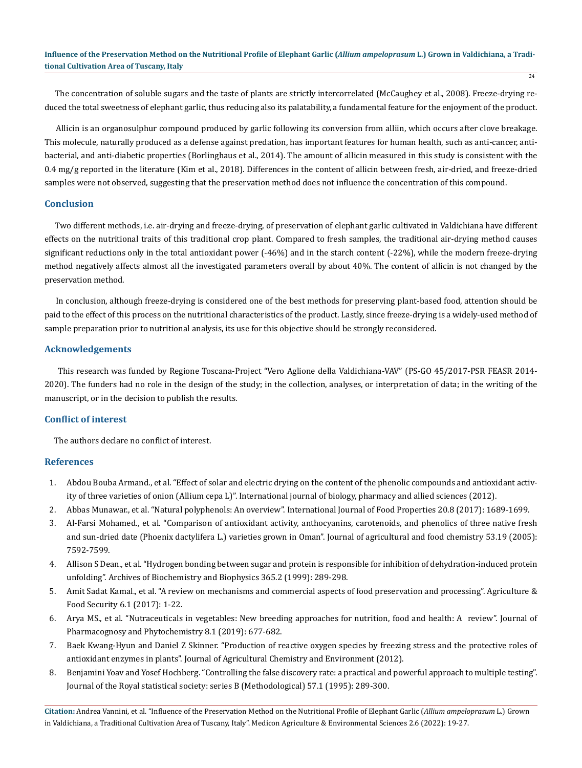The concentration of soluble sugars and the taste of plants are strictly intercorrelated (McCaughey et al., 2008). Freeze-drying reduced the total sweetness of elephant garlic, thus reducing also its palatability, a fundamental feature for the enjoyment of the product.

Allicin is an organosulphur compound produced by garlic following its conversion from alliin, which occurs after clove breakage. This molecule, naturally produced as a defense against predation, has important features for human health, such as anti-cancer, antibacterial, and anti-diabetic properties (Borlinghaus et al., 2014). The amount of allicin measured in this study is consistent with the 0.4 mg/g reported in the literature (Kim et al., 2018). Differences in the content of allicin between fresh, air-dried, and freeze-dried samples were not observed, suggesting that the preservation method does not influence the concentration of this compound.

## Conclusion

Two different methods, i.e. air-drying and freeze-drying, of preservation of elephant garlic cultivated in Valdichiana have different effects on the nutritional traits of this traditional crop plant. Compared to fresh samples, the traditional air-drying method causes significant reductions only in the total antioxidant power (-46%) and in the starch content (-22%), while the modern freeze-drying method negatively affects almost all the investigated parameters overall by about 40%. The content of allicin is not changed by the preservation method.

In conclusion, although freeze-drying is considered one of the best methods for preserving plant-based food, attention should be paid to the effect of this process on the nutritional characteristics of the product. Lastly, since freeze-drying is a widely-used method of sample preparation prior to nutritional analysis, its use for this objective should be strongly reconsidered.

## Acknowledgements

This research was funded by Regione Toscana-Project "Vero Aglione della Valdichiana-VAV" (PS-GO 45/2017-PSR FEASR 2014-2020). The funders had no role in the design of the study; in the collection, analyses, or interpretation of data; in the writing of the manuscript, or in the decision to publish the results.

## Conflict of interest

The authors declare no conflict of interest.

## References

1. Abdou Bouba Armand., et al. "Effect of solar and electric drying on the content of the phenolic compounds and antioxidant activity of three varieties of onion (Allium cepa L)". International journal of biology, pharmacy and allied sciences (2012).
2. Abbas Munawar., et al. "Natural polyphenols: An overview". International Journal of Food Properties 20.8 (2017): 1689-1699.
3. Al-Farsi Mohamed., et al. "Comparison of antioxidant activity, anthocyanins, carotenoids, and phenolics of three native fresh and sun-dried date (Phoenix dactylifera L.) varieties grown in Oman". Journal of agricultural and food chemistry 53.19 (2005): 7592-7599.
4. Allison S Dean., et al. "Hydrogen bonding between sugar and protein is responsible for inhibition of dehydration-induced protein unfolding". Archives of Biochemistry and Biophysics 365.2 (1999): 289-298.
5. Amit Sadat Kamal., et al. "A review on mechanisms and commercial aspects of food preservation and processing". Agriculture & Food Security 6.1 (2017): 1-22.
6. Arya MS., et al. "Nutraceuticals in vegetables: New breeding approaches for nutrition, food and health: A review". Journal of Pharmacognosy and Phytochemistry 8.1 (2019): 677-682.
7. Baek Kwang-Hyun and Daniel Z Skinner. "Production of reactive oxygen species by freezing stress and the protective roles of antioxidant enzymes in plants". Journal of Agricultural Chemistry and Environment (2012).
8. Benjamini Yoav and Yosef Hochberg. "Controlling the false discovery rate: a practical and powerful approach to multiple testing". Journal of the Royal statistical society: series B (Methodological) 57.1 (1995): 289-300.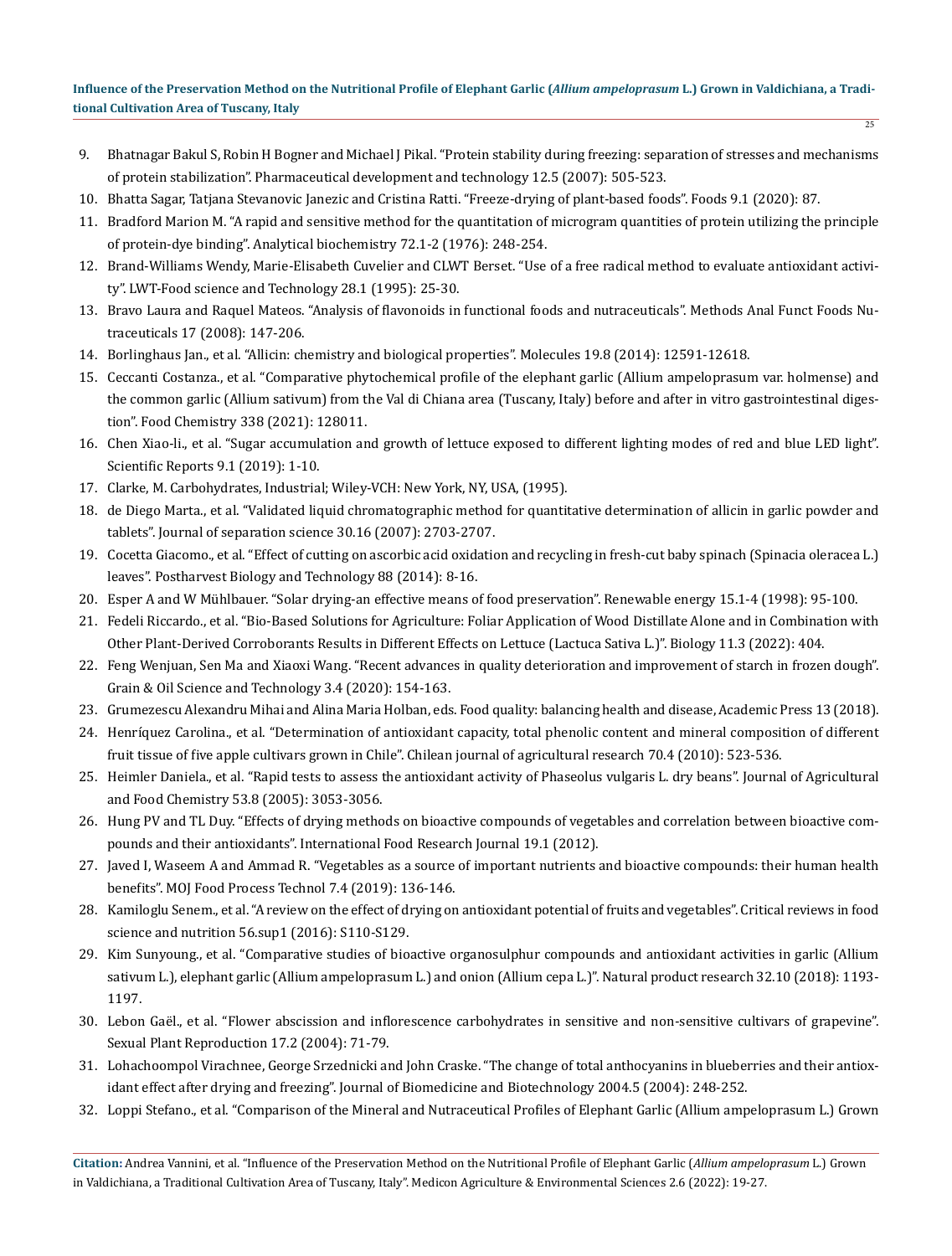9. Bhatnagar Bakul S, Robin H Bogner and Michael J Pikal. "Protein stability during freezing: separation of stresses and mechanisms of protein stabilization". Pharmaceutical development and technology 12.5 (2007): 505-523.
10. Bhatta Sagar, Tatjana Stevanovic Janezic and Cristina Ratti. "Freeze-drying of plant-based foods". Foods 9.1 (2020): 87.
11. Bradford Marion M. "A rapid and sensitive method for the quantitation of microgram quantities of protein utilizing the principle of protein-dye binding". Analytical biochemistry 72.1-2 (1976): 248-254.
12. Brand-Williams Wendy, Marie-Elisabeth Cuvelier and CLWT Berset. "Use of a free radical method to evaluate antioxidant activity". LWT-Food science and Technology 28.1 (1995): 25-30.
13. Bravo Laura and Raquel Mateos. "Analysis of flavonoids in functional foods and nutraceuticals". Methods Anal Funct Foods Nutraceuticals 17 (2008): 147-206.
14. Borlinghaus Jan., et al. "Allicin: chemistry and biological properties". Molecules 19.8 (2014): 12591-12618.
15. Ceccanti Costanza., et al. "Comparative phytochemical profile of the elephant garlic (Allium ampeloprasum var. holmense) and the common garlic (Allium sativum) from the Val di Chiana area (Tuscany, Italy) before and after in vitro gastrointestinal digestion". Food Chemistry 338 (2021): 128011.
16. Chen Xiao-li., et al. "Sugar accumulation and growth of lettuce exposed to different lighting modes of red and blue LED light". Scientific Reports 9.1 (2019): 1-10.
17. Clarke, M. Carbohydrates, Industrial; Wiley-VCH: New York, NY, USA, (1995).
18. de Diego Marta., et al. "Validated liquid chromatographic method for quantitative determination of allicin in garlic powder and tablets". Journal of separation science 30.16 (2007): 2703-2707.
19. Cocetta Giacomo., et al. "Effect of cutting on ascorbic acid oxidation and recycling in fresh-cut baby spinach (Spinacia oleracea L.) leaves". Postharvest Biology and Technology 88 (2014): 8-16.
20. Esper A and W Mühlbauer. "Solar drying-an effective means of food preservation". Renewable energy 15.1-4 (1998): 95-100.
21. Fedeli Riccardo., et al. "Bio-Based Solutions for Agriculture: Foliar Application of Wood Distillate Alone and in Combination with Other Plant-Derived Corroborants Results in Different Effects on Lettuce (Lactuca Sativa L.)". Biology 11.3 (2022): 404.
22. Feng Wenjuan, Sen Ma and Xiaoxi Wang. "Recent advances in quality deterioration and improvement of starch in frozen dough". Grain & Oil Science and Technology 3.4 (2020): 154-163.
23. Grumezescu Alexandru Mihai and Alina Maria Holban, eds. Food quality: balancing health and disease, Academic Press 13 (2018).
24. Henríquez Carolina., et al. "Determination of antioxidant capacity, total phenolic content and mineral composition of different fruit tissue of five apple cultivars grown in Chile". Chilean journal of agricultural research 70.4 (2010): 523-536.
25. Heimler Daniela., et al. "Rapid tests to assess the antioxidant activity of Phaseolus vulgaris L. dry beans". Journal of Agricultural and Food Chemistry 53.8 (2005): 3053-3056.
26. Hung PV and TL Duy. "Effects of drying methods on bioactive compounds of vegetables and correlation between bioactive compounds and their antioxidants". International Food Research Journal 19.1 (2012).
27. Javed I, Waseem A and Ammad R. "Vegetables as a source of important nutrients and bioactive compounds: their human health benefits". MOJ Food Process Technol 7.4 (2019): 136-146.
28. Kamiloglu Senem., et al. "A review on the effect of drying on antioxidant potential of fruits and vegetables". Critical reviews in food science and nutrition 56.sup1 (2016): S110-S129.
29. Kim Sunyoung., et al. "Comparative studies of bioactive organosulphur compounds and antioxidant activities in garlic (Allium sativum L.), elephant garlic (Allium ampeloprasum L.) and onion (Allium cepa L.)". Natural product research 32.10 (2018): 1193-1197.
30. Lebon Gaël., et al. "Flower abscission and inflorescence carbohydrates in sensitive and non-sensitive cultivars of grapevine". Sexual Plant Reproduction 17.2 (2004): 71-79.
31. Lohachoompol Virachnee, George Srzednicki and John Craske. "The change of total anthocyanins in blueberries and their antioxidant effect after drying and freezing". Journal of Biomedicine and Biotechnology 2004.5 (2004): 248-252.
32. Loppi Stefano., et al. "Comparison of the Mineral and Nutraceutical Profiles of Elephant Garlic (Allium ampeloprasum L.) Grown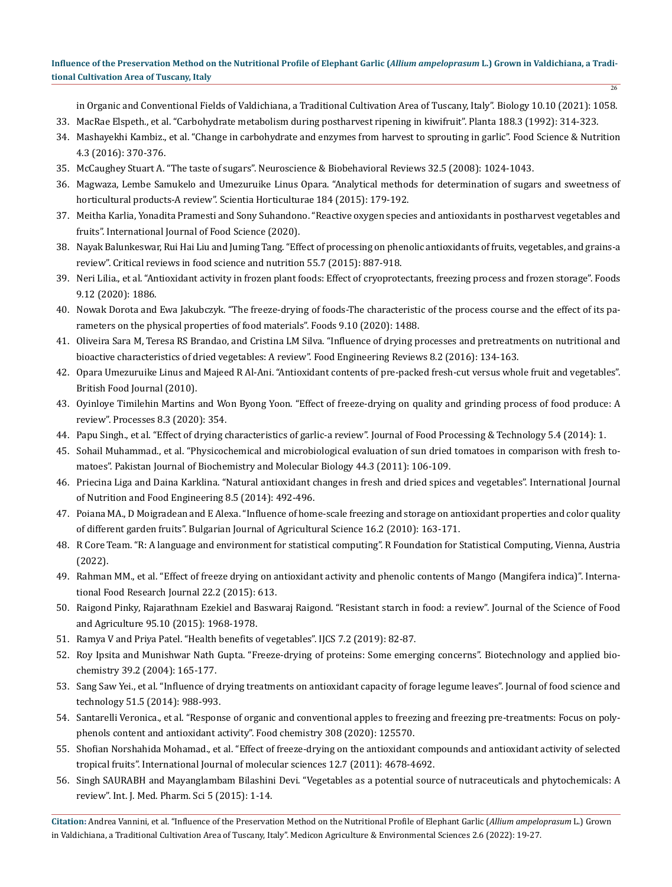in Organic and Conventional Fields of Valdichiana, a Traditional Cultivation Area of Tuscany, Italy". Biology 10.10 (2021): 1058.

33. MacRae Elspeth., et al. "Carbohydrate metabolism during postharvest ripening in kiwifruit". Planta 188.3 (1992): 314-323.
34. Mashayekhi Kambiz., et al. "Change in carbohydrate and enzymes from harvest to sprouting in garlic". Food Science & Nutrition 4.3 (2016): 370-376.
35. McCaughey Stuart A. "The taste of sugars". Neuroscience & Biobehavioral Reviews 32.5 (2008): 1024-1043.
36. Magwaza, Lembe Samukelo and Umezuruike Linus Opara. "Analytical methods for determination of sugars and sweetness of horticultural products-A review". Scientia Horticulturae 184 (2015): 179-192.
37. Meitha Karlia, Yonadita Pramesti and Sony Suhandono. "Reactive oxygen species and antioxidants in postharvest vegetables and fruits". International Journal of Food Science (2020).
38. Nayak Balunkeswar, Rui Hai Liu and Juming Tang. "Effect of processing on phenolic antioxidants of fruits, vegetables, and grains-a review". Critical reviews in food science and nutrition 55.7 (2015): 887-918.
39. Neri Lilia., et al. "Antioxidant activity in frozen plant foods: Effect of cryoprotectants, freezing process and frozen storage". Foods 9.12 (2020): 1886.
40. Nowak Dorota and Ewa Jakubczyk. "The freeze-drying of foods-The characteristic of the process course and the effect of its parameters on the physical properties of food materials". Foods 9.10 (2020): 1488.
41. Oliveira Sara M, Teresa RS Brandao, and Cristina LM Silva. "Influence of drying processes and pretreatments on nutritional and bioactive characteristics of dried vegetables: A review". Food Engineering Reviews 8.2 (2016): 134-163.
42. Opara Umezuruike Linus and Majeed R Al-Ani. "Antioxidant contents of pre-packed fresh-cut versus whole fruit and vegetables". British Food Journal (2010).
43. Oyinloye Timilehin Martins and Won Byong Yoon. "Effect of freeze-drying on quality and grinding process of food produce: A review". Processes 8.3 (2020): 354.
44. Papu Singh., et al. "Effect of drying characteristics of garlic-a review". Journal of Food Processing & Technology 5.4 (2014): 1.
45. Sohail Muhammad., et al. "Physicochemical and microbiological evaluation of sun dried tomatoes in comparison with fresh tomatoes". Pakistan Journal of Biochemistry and Molecular Biology 44.3 (2011): 106-109.
46. Priecina Liga and Daina Karklina. "Natural antioxidant changes in fresh and dried spices and vegetables". International Journal of Nutrition and Food Engineering 8.5 (2014): 492-496.
47. Poiana MA., D Moigradean and E Alexa. "Influence of home-scale freezing and storage on antioxidant properties and color quality of different garden fruits". Bulgarian Journal of Agricultural Science 16.2 (2010): 163-171.
48. R Core Team. "R: A language and environment for statistical computing". R Foundation for Statistical Computing, Vienna, Austria (2022).
49. Rahman MM., et al. "Effect of freeze drying on antioxidant activity and phenolic contents of Mango (Mangifera indica)". International Food Research Journal 22.2 (2015): 613.
50. Raigond Pinky, Rajarathnam Ezekiel and Baswaraj Raigond. "Resistant starch in food: a review". Journal of the Science of Food and Agriculture 95.10 (2015): 1968-1978.
51. Ramya V and Priya Patel. "Health benefits of vegetables". IJCS 7.2 (2019): 82-87.
52. Roy Ipsita and Munishwar Nath Gupta. "Freeze-drying of proteins: Some emerging concerns". Biotechnology and applied biochemistry 39.2 (2004): 165-177.
53. Sang Saw Yei., et al. "Influence of drying treatments on antioxidant capacity of forage legume leaves". Journal of food science and technology 51.5 (2014): 988-993.
54. Santarelli Veronica., et al. "Response of organic and conventional apples to freezing and freezing pre-treatments: Focus on polyphenols content and antioxidant activity". Food chemistry 308 (2020): 125570.
55. Shofian Norshahida Mohamad., et al. "Effect of freeze-drying on the antioxidant compounds and antioxidant activity of selected tropical fruits". International Journal of molecular sciences 12.7 (2011): 4678-4692.
56. Singh SAURABH and Mayanglambam Bilashini Devi. "Vegetables as a potential source of nutraceuticals and phytochemicals: A review". Int. J. Med. Pharm. Sci 5 (2015): 1-14.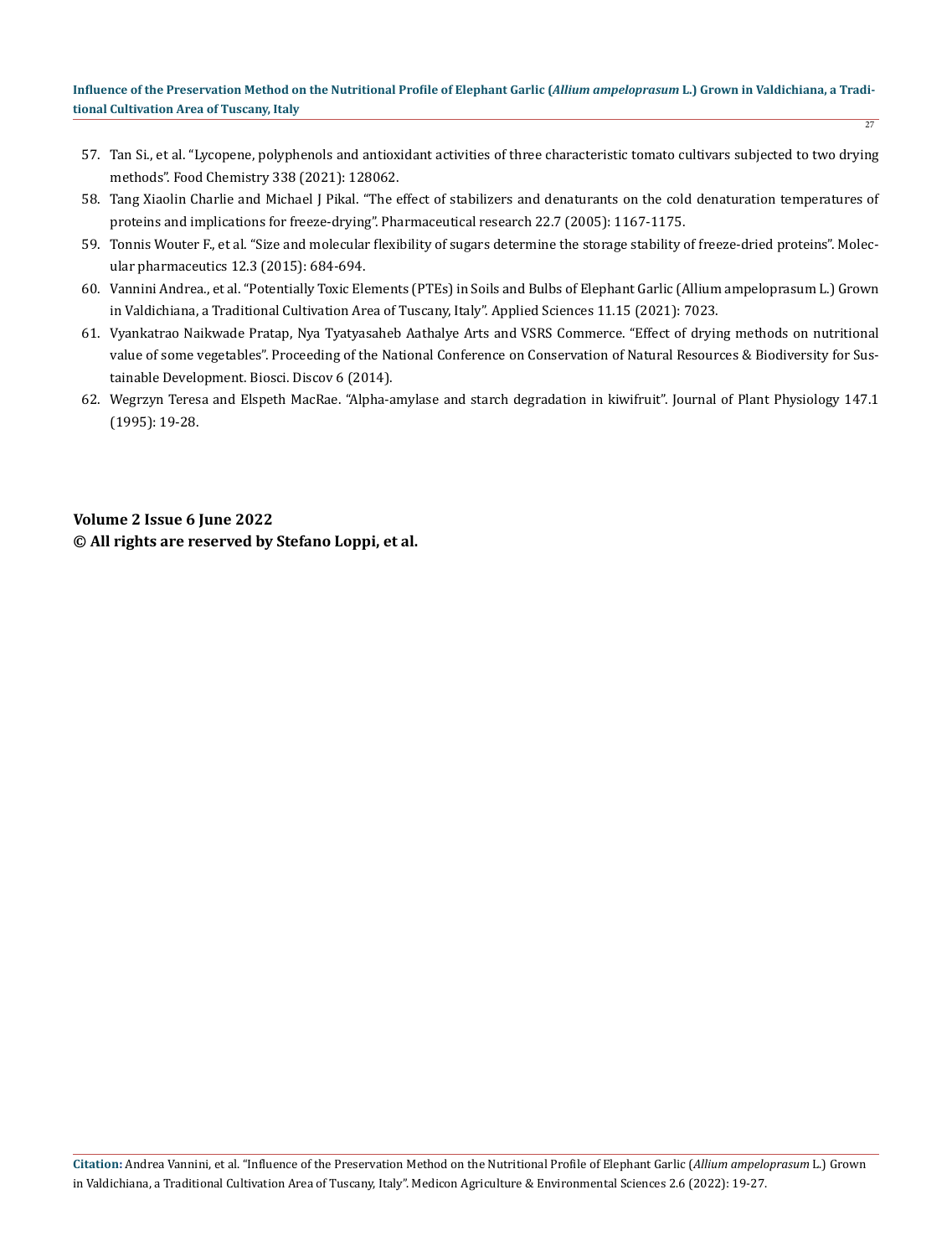57. Tan Si., et al. "Lycopene, polyphenols and antioxidant activities of three characteristic tomato cultivars subjected to two drying methods". Food Chemistry 338 (2021): 128062.
58. Tang Xiaolin Charlie and Michael J Pikal. "The effect of stabilizers and denaturants on the cold denaturation temperatures of proteins and implications for freeze-drying". Pharmaceutical research 22.7 (2005): 1167-1175.
59. Tonnis Wouter F., et al. "Size and molecular flexibility of sugars determine the storage stability of freeze-dried proteins". Molecular pharmaceutics 12.3 (2015): 684-694.
60. Vannini Andrea., et al. "Potentially Toxic Elements (PTEs) in Soils and Bulbs of Elephant Garlic (Allium ampeloprasum L.) Grown in Valdichiana, a Traditional Cultivation Area of Tuscany, Italy". Applied Sciences 11.15 (2021): 7023.
61. Vyankatrao Naikwade Pratap, Nya Tyatyasaheb Aathalye Arts and VSRS Commerce. "Effect of drying methods on nutritional value of some vegetables". Proceeding of the National Conference on Conservation of Natural Resources & Biodiversity for Sustainable Development. Biosci. Discov 6 (2014).
62. Wegrzyn Teresa and Elspeth MacRae. "Alpha-amylase and starch degradation in kiwifruit". Journal of Plant Physiology 147.1 (1995): 19-28.

**Volume 2 Issue 6 June 2022**
**© All rights are reserved by Stefano Loppi, et al.**